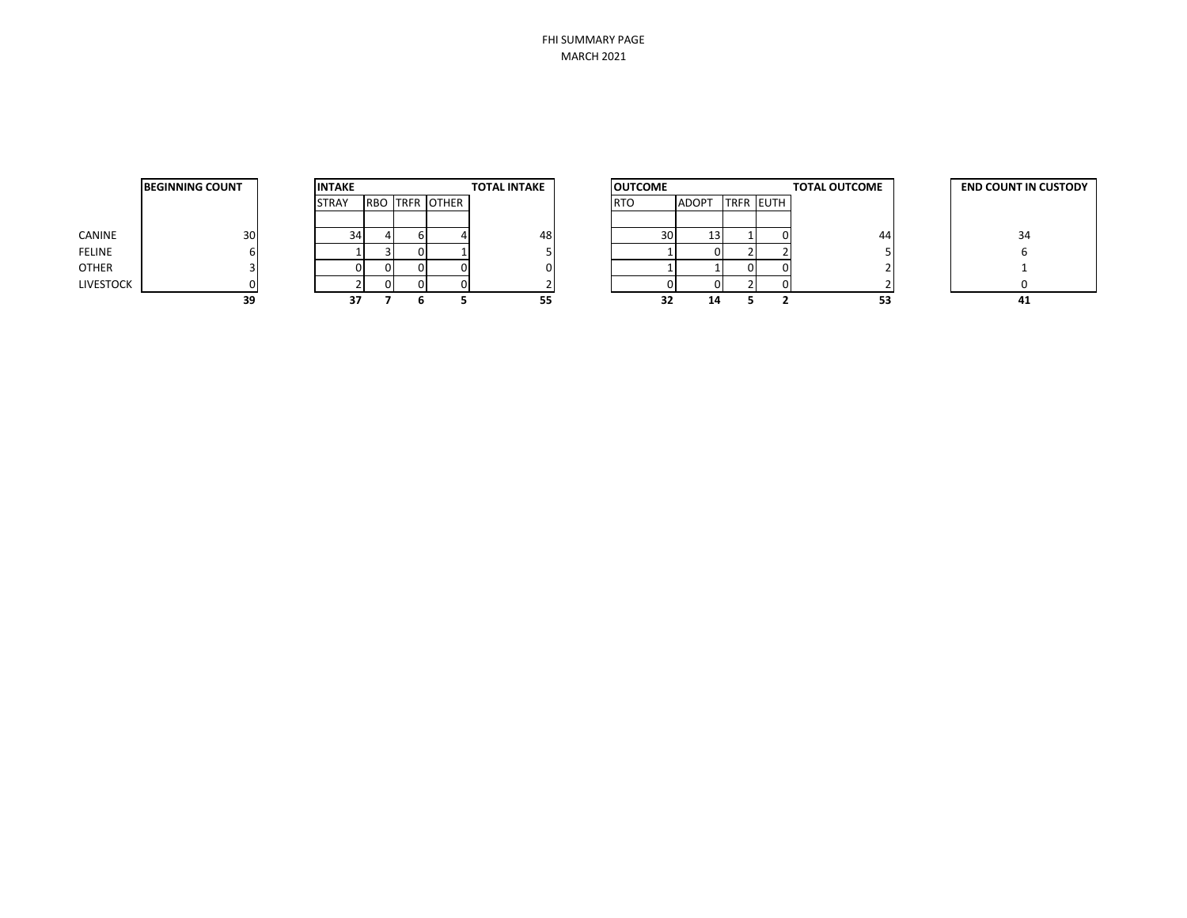FHI SUMMARY PAGE

MARCH 2021

| | BEGINNING COUNT | INTAKE | | | | TOTAL INTAKE | OUTCOME | | | | TOTAL OUTCOME | END COUNT IN CUSTODY |
|---|---|---|---|---|---|---|---|---|---|---|---|---|
| | | STRAY | RBO | TRFR | OTHER | | RTO | ADOPT | TRFR | EUTH | | |
| CANINE | 30 | 34 | 4 | 6 | 4 | 48 | 30 | 13 | 1 | 0 | 44 | 34 |
| FELINE | 6 | 1 | 3 | 0 | 1 | 5 | 1 | 0 | 2 | 2 | 5 | 6 |
| OTHER | 3 | 0 | 0 | 0 | 0 | 0 | 1 | 1 | 0 | 0 | 2 | 1 |
| LIVESTOCK | 0 | 2 | 0 | 0 | 0 | 2 | 0 | 0 | 2 | 0 | 2 | 0 |
| | **39** | **37** | **7** | **6** | **5** | **55** | **32** | **14** | **5** | **2** | **53** | **41** |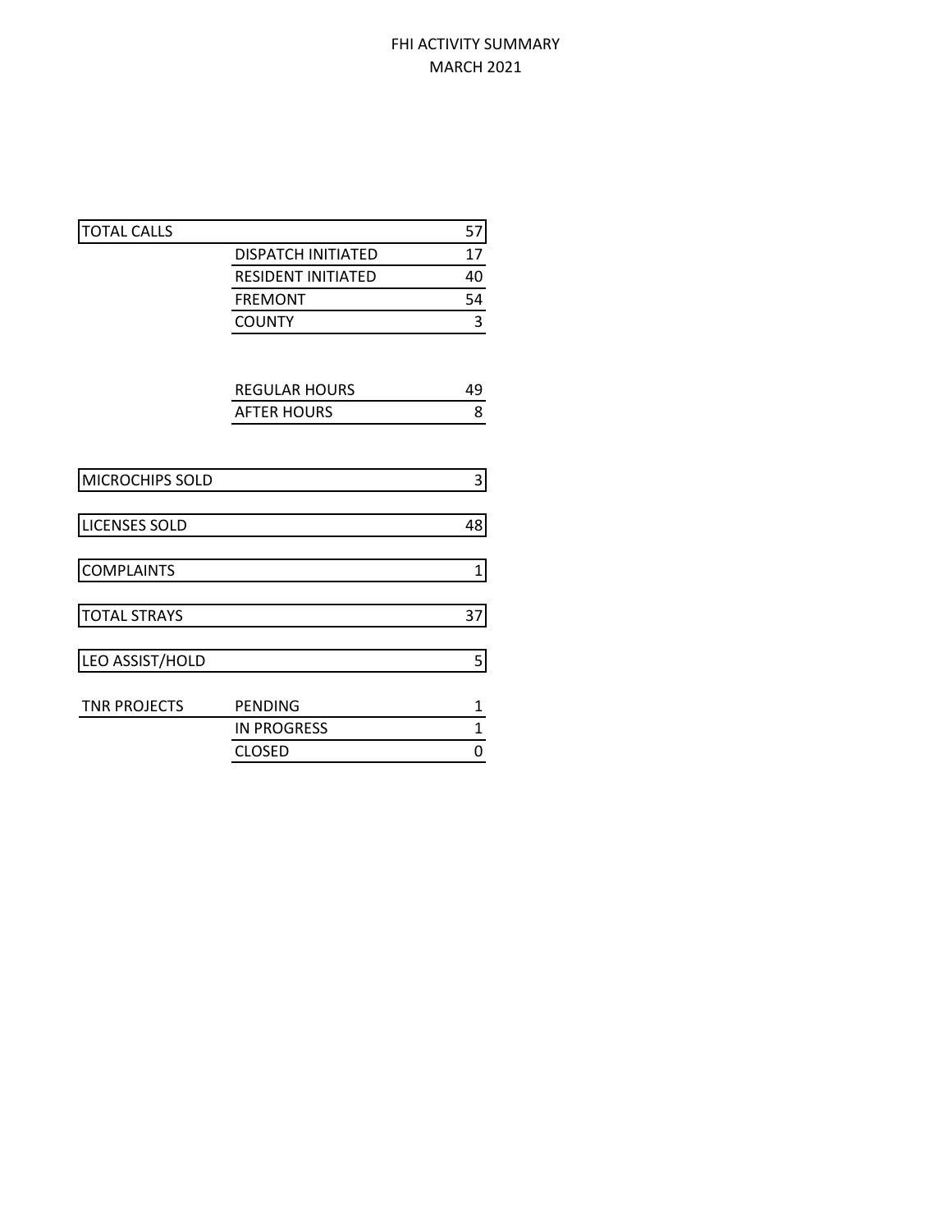# FHI ACTIVITY SUMMARY
## MARCH 2021

| Category | Subcategory | Count |
|---|---|---|
| TOTAL CALLS | | 57 |
| | DISPATCH INITIATED | 17 |
| | RESIDENT INITIATED | 40 |
| | FREMONT | 54 |
| | COUNTY | 3 |
| | REGULAR HOURS | 49 |
| | AFTER HOURS | 8 |
| MICROCHIPS SOLD | | 3 |
| LICENSES SOLD | | 48 |
| COMPLAINTS | | 1 |
| TOTAL STRAYS | | 37 |
| LEO ASSIST/HOLD | | 5 |
| TNR PROJECTS | PENDING | 1 |
| | IN PROGRESS | 1 |
| | CLOSED | 0 |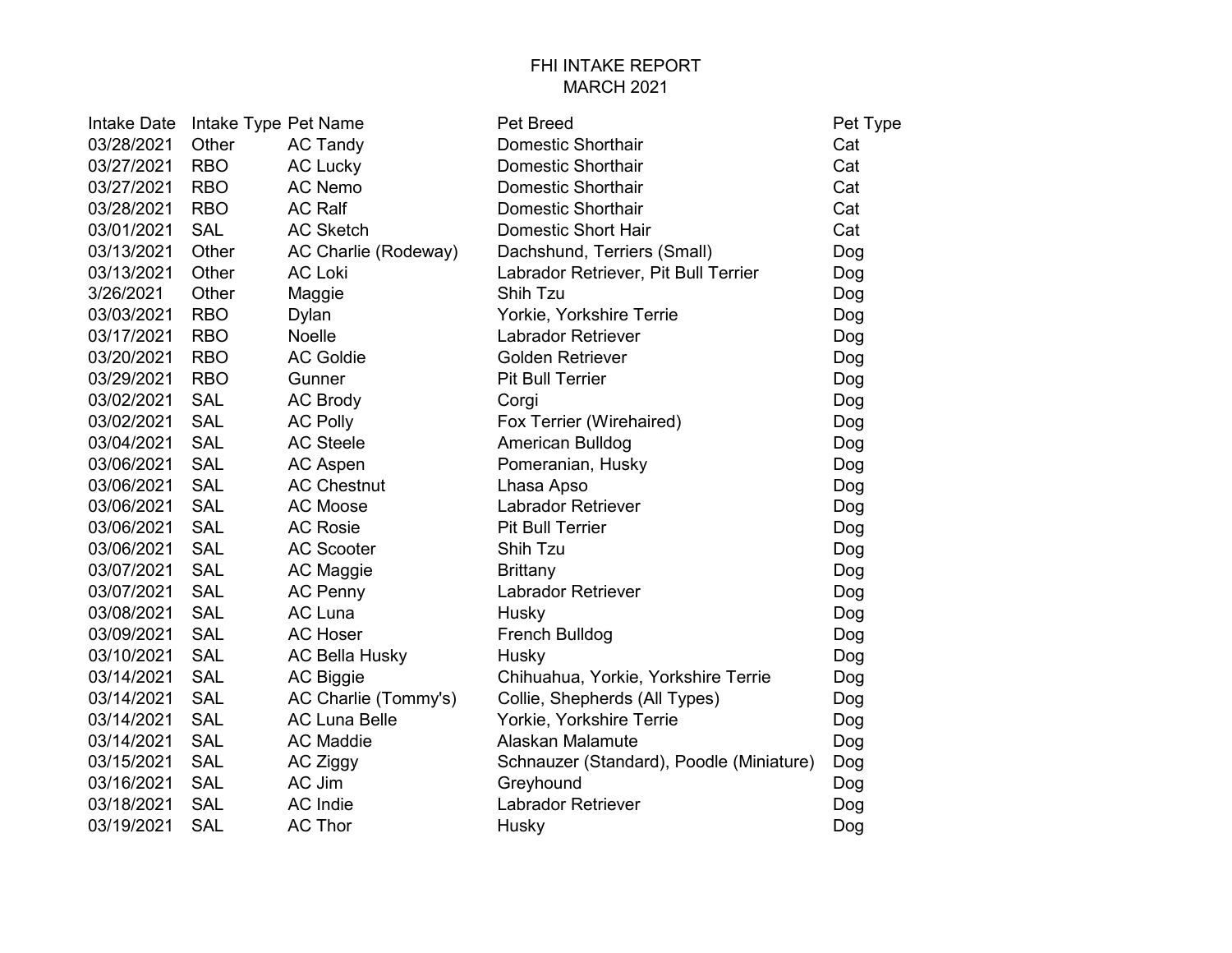# FHI INTAKE REPORT
## MARCH 2021

| Intake Date | Intake Type | Pet Name | Pet Breed | Pet Type |
|---|---|---|---|---|
| 03/28/2021 | Other | AC Tandy | Domestic Shorthair | Cat |
| 03/27/2021 | RBO | AC Lucky | Domestic Shorthair | Cat |
| 03/27/2021 | RBO | AC Nemo | Domestic Shorthair | Cat |
| 03/28/2021 | RBO | AC Ralf | Domestic Shorthair | Cat |
| 03/01/2021 | SAL | AC Sketch | Domestic Short Hair | Cat |
| 03/13/2021 | Other | AC Charlie (Rodeway) | Dachshund, Terriers (Small) | Dog |
| 03/13/2021 | Other | AC Loki | Labrador Retriever, Pit Bull Terrier | Dog |
| 3/26/2021 | Other | Maggie | Shih Tzu | Dog |
| 03/03/2021 | RBO | Dylan | Yorkie, Yorkshire Terrie | Dog |
| 03/17/2021 | RBO | Noelle | Labrador Retriever | Dog |
| 03/20/2021 | RBO | AC Goldie | Golden Retriever | Dog |
| 03/29/2021 | RBO | Gunner | Pit Bull Terrier | Dog |
| 03/02/2021 | SAL | AC Brody | Corgi | Dog |
| 03/02/2021 | SAL | AC Polly | Fox Terrier (Wirehaired) | Dog |
| 03/04/2021 | SAL | AC Steele | American Bulldog | Dog |
| 03/06/2021 | SAL | AC Aspen | Pomeranian, Husky | Dog |
| 03/06/2021 | SAL | AC Chestnut | Lhasa Apso | Dog |
| 03/06/2021 | SAL | AC Moose | Labrador Retriever | Dog |
| 03/06/2021 | SAL | AC Rosie | Pit Bull Terrier | Dog |
| 03/06/2021 | SAL | AC Scooter | Shih Tzu | Dog |
| 03/07/2021 | SAL | AC Maggie | Brittany | Dog |
| 03/07/2021 | SAL | AC Penny | Labrador Retriever | Dog |
| 03/08/2021 | SAL | AC Luna | Husky | Dog |
| 03/09/2021 | SAL | AC Hoser | French Bulldog | Dog |
| 03/10/2021 | SAL | AC Bella Husky | Husky | Dog |
| 03/14/2021 | SAL | AC Biggie | Chihuahua, Yorkie, Yorkshire Terrie | Dog |
| 03/14/2021 | SAL | AC Charlie (Tommy's) | Collie, Shepherds (All Types) | Dog |
| 03/14/2021 | SAL | AC Luna Belle | Yorkie, Yorkshire Terrie | Dog |
| 03/14/2021 | SAL | AC Maddie | Alaskan Malamute | Dog |
| 03/15/2021 | SAL | AC Ziggy | Schnauzer (Standard), Poodle (Miniature) | Dog |
| 03/16/2021 | SAL | AC Jim | Greyhound | Dog |
| 03/18/2021 | SAL | AC Indie | Labrador Retriever | Dog |
| 03/19/2021 | SAL | AC Thor | Husky | Dog |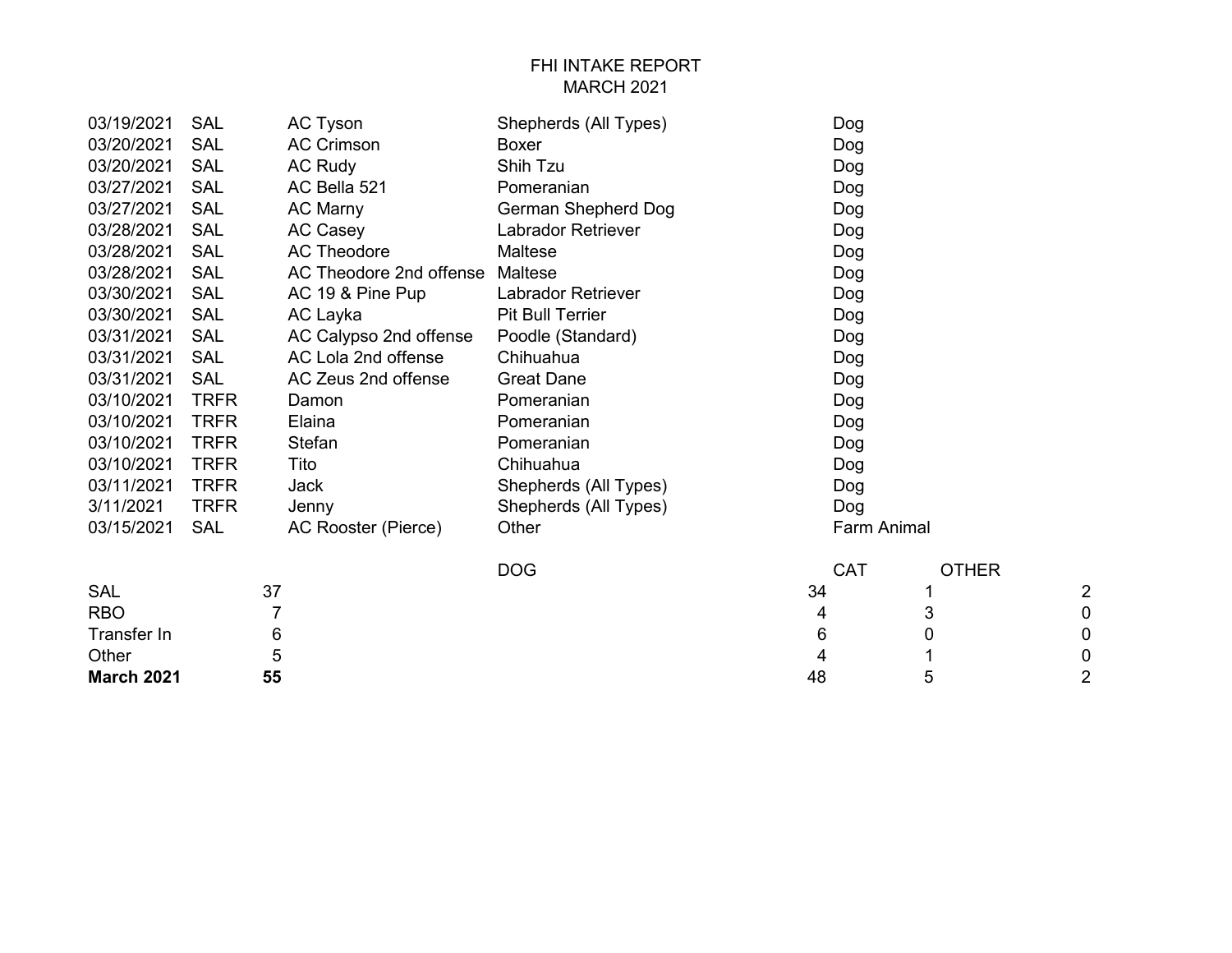# FHI INTAKE REPORT
## MARCH 2021

| | | | | |
|---|---|---|---|---|
| 03/19/2021 | SAL | AC Tyson | Shepherds (All Types) | Dog |
| 03/20/2021 | SAL | AC Crimson | Boxer | Dog |
| 03/20/2021 | SAL | AC Rudy | Shih Tzu | Dog |
| 03/27/2021 | SAL | AC Bella 521 | Pomeranian | Dog |
| 03/27/2021 | SAL | AC Marny | German Shepherd Dog | Dog |
| 03/28/2021 | SAL | AC Casey | Labrador Retriever | Dog |
| 03/28/2021 | SAL | AC Theodore | Maltese | Dog |
| 03/28/2021 | SAL | AC Theodore 2nd offense | Maltese | Dog |
| 03/30/2021 | SAL | AC 19 & Pine Pup | Labrador Retriever | Dog |
| 03/30/2021 | SAL | AC Layka | Pit Bull Terrier | Dog |
| 03/31/2021 | SAL | AC Calypso 2nd offense | Poodle (Standard) | Dog |
| 03/31/2021 | SAL | AC Lola 2nd offense | Chihuahua | Dog |
| 03/31/2021 | SAL | AC Zeus 2nd offense | Great Dane | Dog |
| 03/10/2021 | TRFR | Damon | Pomeranian | Dog |
| 03/10/2021 | TRFR | Elaina | Pomeranian | Dog |
| 03/10/2021 | TRFR | Stefan | Pomeranian | Dog |
| 03/10/2021 | TRFR | Tito | Chihuahua | Dog |
| 03/11/2021 | TRFR | Jack | Shepherds (All Types) | Dog |
| 3/11/2021 | TRFR | Jenny | Shepherds (All Types) | Dog |
| 03/15/2021 | SAL | AC Rooster (Pierce) | Other | Farm Animal |

| | | DOG | CAT | OTHER |
|---|---|---|---|---|
| SAL | 37 | 34 | 1 | 2 |
| RBO | 7 | 4 | 3 | 0 |
| Transfer In | 6 | 6 | 0 | 0 |
| Other | 5 | 4 | 1 | 0 |
| **March 2021** | **55** | 48 | 5 | 2 |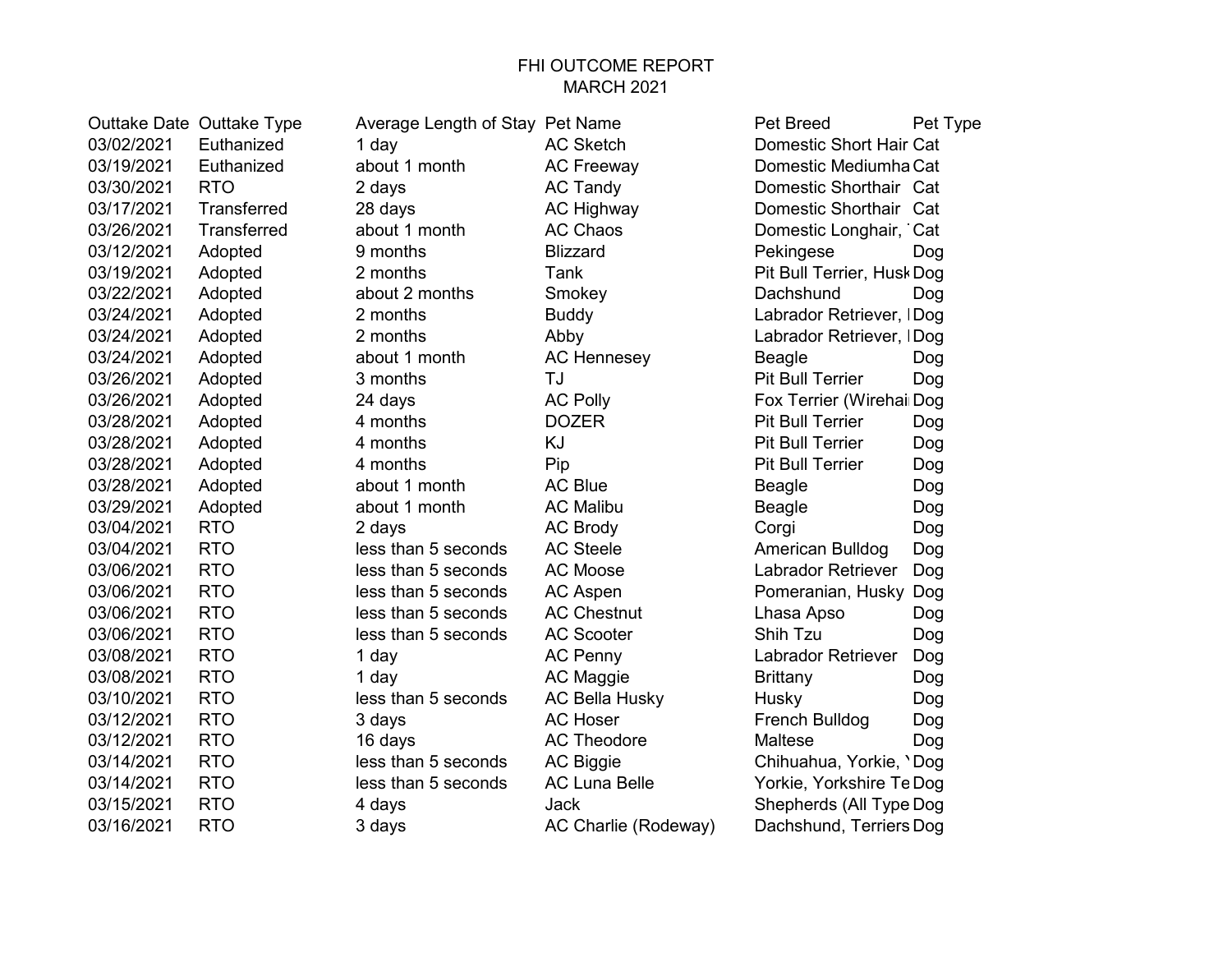# FHI OUTCOME REPORT

## MARCH 2021

| Outtake Date | Outtake Type | Average Length of Stay | Pet Name | Pet Breed | Pet Type |
|---|---|---|---|---|---|
| 03/02/2021 | Euthanized | 1 day | AC Sketch | Domestic Short Hair | Cat |
| 03/19/2021 | Euthanized | about 1 month | AC Freeway | Domestic Mediumha | Cat |
| 03/30/2021 | RTO | 2 days | AC Tandy | Domestic Shorthair | Cat |
| 03/17/2021 | Transferred | 28 days | AC Highway | Domestic Shorthair | Cat |
| 03/26/2021 | Transferred | about 1 month | AC Chaos | Domestic Longhair, | Cat |
| 03/12/2021 | Adopted | 9 months | Blizzard | Pekingese | Dog |
| 03/19/2021 | Adopted | 2 months | Tank | Pit Bull Terrier, Husk | Dog |
| 03/22/2021 | Adopted | about 2 months | Smokey | Dachshund | Dog |
| 03/24/2021 | Adopted | 2 months | Buddy | Labrador Retriever, I | Dog |
| 03/24/2021 | Adopted | 2 months | Abby | Labrador Retriever, I | Dog |
| 03/24/2021 | Adopted | about 1 month | AC Hennesey | Beagle | Dog |
| 03/26/2021 | Adopted | 3 months | TJ | Pit Bull Terrier | Dog |
| 03/26/2021 | Adopted | 24 days | AC Polly | Fox Terrier (Wirehai | Dog |
| 03/28/2021 | Adopted | 4 months | DOZER | Pit Bull Terrier | Dog |
| 03/28/2021 | Adopted | 4 months | KJ | Pit Bull Terrier | Dog |
| 03/28/2021 | Adopted | 4 months | Pip | Pit Bull Terrier | Dog |
| 03/28/2021 | Adopted | about 1 month | AC Blue | Beagle | Dog |
| 03/29/2021 | Adopted | about 1 month | AC Malibu | Beagle | Dog |
| 03/04/2021 | RTO | 2 days | AC Brody | Corgi | Dog |
| 03/04/2021 | RTO | less than 5 seconds | AC Steele | American Bulldog | Dog |
| 03/06/2021 | RTO | less than 5 seconds | AC Moose | Labrador Retriever | Dog |
| 03/06/2021 | RTO | less than 5 seconds | AC Aspen | Pomeranian, Husky | Dog |
| 03/06/2021 | RTO | less than 5 seconds | AC Chestnut | Lhasa Apso | Dog |
| 03/06/2021 | RTO | less than 5 seconds | AC Scooter | Shih Tzu | Dog |
| 03/08/2021 | RTO | 1 day | AC Penny | Labrador Retriever | Dog |
| 03/08/2021 | RTO | 1 day | AC Maggie | Brittany | Dog |
| 03/10/2021 | RTO | less than 5 seconds | AC Bella Husky | Husky | Dog |
| 03/12/2021 | RTO | 3 days | AC Hoser | French Bulldog | Dog |
| 03/12/2021 | RTO | 16 days | AC Theodore | Maltese | Dog |
| 03/14/2021 | RTO | less than 5 seconds | AC Biggie | Chihuahua, Yorkie, Y | Dog |
| 03/14/2021 | RTO | less than 5 seconds | AC Luna Belle | Yorkie, Yorkshire Te | Dog |
| 03/15/2021 | RTO | 4 days | Jack | Shepherds (All Type | Dog |
| 03/16/2021 | RTO | 3 days | AC Charlie (Rodeway) | Dachshund, Terriers | Dog |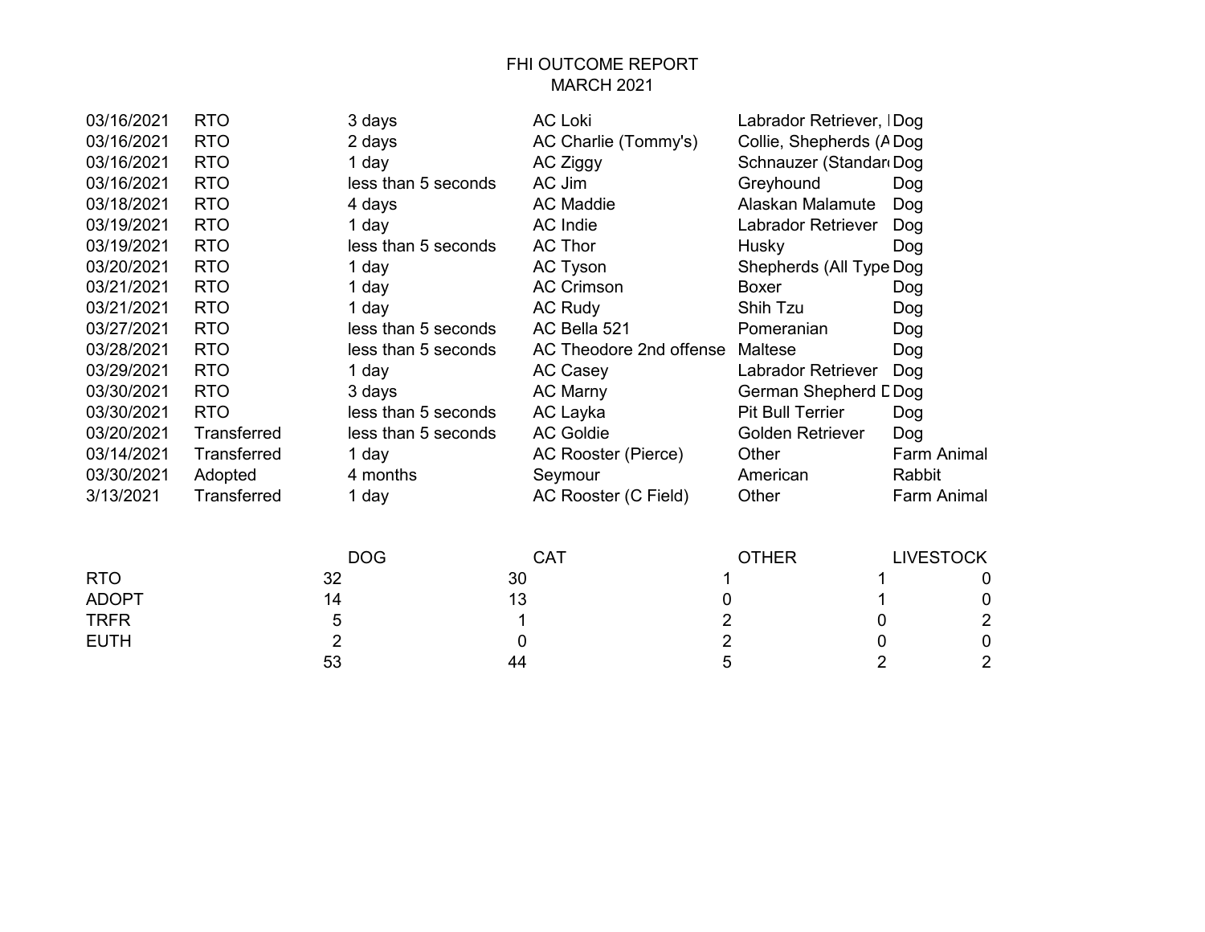# FHI OUTCOME REPORT
## MARCH 2021

| Date | Outcome | Length of Stay | Name | Breed | Type |
|---|---|---|---|---|---|
| 03/16/2021 | RTO | 3 days | AC Loki | Labrador Retriever, I | Dog |
| 03/16/2021 | RTO | 2 days | AC Charlie (Tommy's) | Collie, Shepherds (A | Dog |
| 03/16/2021 | RTO | 1 day | AC Ziggy | Schnauzer (Standar | Dog |
| 03/16/2021 | RTO | less than 5 seconds | AC Jim | Greyhound | Dog |
| 03/18/2021 | RTO | 4 days | AC Maddie | Alaskan Malamute | Dog |
| 03/19/2021 | RTO | 1 day | AC Indie | Labrador Retriever | Dog |
| 03/19/2021 | RTO | less than 5 seconds | AC Thor | Husky | Dog |
| 03/20/2021 | RTO | 1 day | AC Tyson | Shepherds (All Type | Dog |
| 03/21/2021 | RTO | 1 day | AC Crimson | Boxer | Dog |
| 03/21/2021 | RTO | 1 day | AC Rudy | Shih Tzu | Dog |
| 03/27/2021 | RTO | less than 5 seconds | AC Bella 521 | Pomeranian | Dog |
| 03/28/2021 | RTO | less than 5 seconds | AC Theodore 2nd offense | Maltese | Dog |
| 03/29/2021 | RTO | 1 day | AC Casey | Labrador Retriever | Dog |
| 03/30/2021 | RTO | 3 days | AC Marny | German Shepherd D | Dog |
| 03/30/2021 | RTO | less than 5 seconds | AC Layka | Pit Bull Terrier | Dog |
| 03/20/2021 | Transferred | less than 5 seconds | AC Goldie | Golden Retriever | Dog |
| 03/14/2021 | Transferred | 1 day | AC Rooster (Pierce) | Other | Farm Animal |
| 03/30/2021 | Adopted | 4 months | Seymour | American | Rabbit |
| 3/13/2021 | Transferred | 1 day | AC Rooster (C Field) | Other | Farm Animal |

| | | DOG | CAT | OTHER | LIVESTOCK |
|---|---|---|---|---|---|
| RTO | 32 | 30 | 1 | 1 | 0 |
| ADOPT | 14 | 13 | 0 | 1 | 0 |
| TRFR | 5 | 1 | 2 | 0 | 2 |
| EUTH | 2 | 0 | 2 | 0 | 0 |
| | 53 | 44 | 5 | 2 | 2 |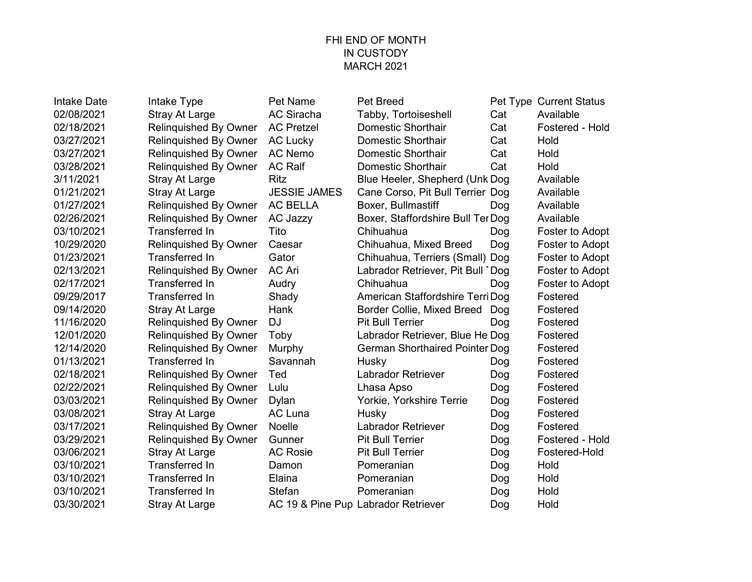# FHI END OF MONTH
## IN CUSTODY
## MARCH 2021

| Intake Date | Intake Type | Pet Name | Pet Breed | Pet Type | Current Status |
|---|---|---|---|---|---|
| 02/08/2021 | Stray At Large | AC Siracha | Tabby, Tortoiseshell | Cat | Available |
| 02/18/2021 | Relinquished By Owner | AC Pretzel | Domestic Shorthair | Cat | Fostered - Hold |
| 03/27/2021 | Relinquished By Owner | AC Lucky | Domestic Shorthair | Cat | Hold |
| 03/27/2021 | Relinquished By Owner | AC Nemo | Domestic Shorthair | Cat | Hold |
| 03/28/2021 | Relinquished By Owner | AC Ralf | Domestic Shorthair | Cat | Hold |
| 3/11/2021 | Stray At Large | Ritz | Blue Heeler, Shepherd (Unk | Dog | Available |
| 01/21/2021 | Stray At Large | JESSIE JAMES | Cane Corso, Pit Bull Terrier | Dog | Available |
| 01/27/2021 | Relinquished By Owner | AC BELLA | Boxer, Bullmastiff | Dog | Available |
| 02/26/2021 | Relinquished By Owner | AC Jazzy | Boxer, Staffordshire Bull Ter | Dog | Available |
| 03/10/2021 | Transferred In | Tito | Chihuahua | Dog | Foster to Adopt |
| 10/29/2020 | Relinquished By Owner | Caesar | Chihuahua, Mixed Breed | Dog | Foster to Adopt |
| 01/23/2021 | Transferred In | Gator | Chihuahua, Terriers (Small) | Dog | Foster to Adopt |
| 02/13/2021 | Relinquished By Owner | AC Ari | Labrador Retriever, Pit Bull T | Dog | Foster to Adopt |
| 02/17/2021 | Transferred In | Audry | Chihuahua | Dog | Foster to Adopt |
| 09/29/2017 | Transferred In | Shady | American Staffordshire Terri | Dog | Fostered |
| 09/14/2020 | Stray At Large | Hank | Border Collie, Mixed Breed | Dog | Fostered |
| 11/16/2020 | Relinquished By Owner | DJ | Pit Bull Terrier | Dog | Fostered |
| 12/01/2020 | Relinquished By Owner | Toby | Labrador Retriever, Blue He | Dog | Fostered |
| 12/14/2020 | Relinquished By Owner | Murphy | German Shorthaired Pointer | Dog | Fostered |
| 01/13/2021 | Transferred In | Savannah | Husky | Dog | Fostered |
| 02/18/2021 | Relinquished By Owner | Ted | Labrador Retriever | Dog | Fostered |
| 02/22/2021 | Relinquished By Owner | Lulu | Lhasa Apso | Dog | Fostered |
| 03/03/2021 | Relinquished By Owner | Dylan | Yorkie, Yorkshire Terrie | Dog | Fostered |
| 03/08/2021 | Stray At Large | AC Luna | Husky | Dog | Fostered |
| 03/17/2021 | Relinquished By Owner | Noelle | Labrador Retriever | Dog | Fostered |
| 03/29/2021 | Relinquished By Owner | Gunner | Pit Bull Terrier | Dog | Fostered - Hold |
| 03/06/2021 | Stray At Large | AC Rosie | Pit Bull Terrier | Dog | Fostered-Hold |
| 03/10/2021 | Transferred In | Damon | Pomeranian | Dog | Hold |
| 03/10/2021 | Transferred In | Elaina | Pomeranian | Dog | Hold |
| 03/10/2021 | Transferred In | Stefan | Pomeranian | Dog | Hold |
| 03/30/2021 | Stray At Large | AC 19 & Pine Pup | Labrador Retriever | Dog | Hold |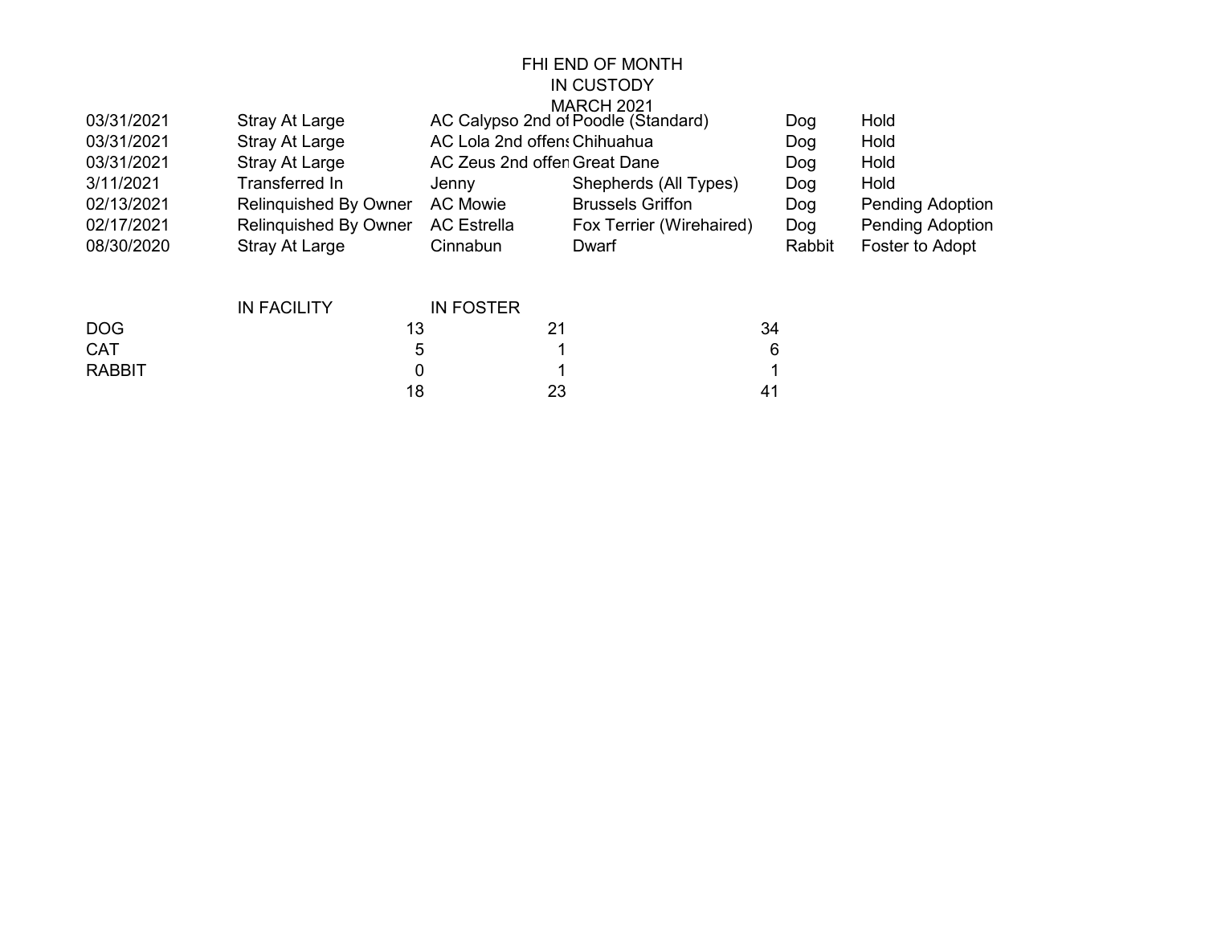FHI END OF MONTH
IN CUSTODY
MARCH 2021

| | | | | | |
|---|---|---|---|---|---|
| 03/31/2021 | Stray At Large | AC Calypso 2nd of | Poodle (Standard) | Dog | Hold |
| 03/31/2021 | Stray At Large | AC Lola 2nd offens | Chihuahua | Dog | Hold |
| 03/31/2021 | Stray At Large | AC Zeus 2nd offen | Great Dane | Dog | Hold |
| 3/11/2021 | Transferred In | Jenny | Shepherds (All Types) | Dog | Hold |
| 02/13/2021 | Relinquished By Owner | AC Mowie | Brussels Griffon | Dog | Pending Adoption |
| 02/17/2021 | Relinquished By Owner | AC Estrella | Fox Terrier (Wirehaired) | Dog | Pending Adoption |
| 08/30/2020 | Stray At Large | Cinnabun | Dwarf | Rabbit | Foster to Adopt |

| | IN FACILITY | IN FOSTER | |
|---|---|---|---|
| DOG | 13 | 21 | 34 |
| CAT | 5 | 1 | 6 |
| RABBIT | 0 | 1 | 1 |
| | 18 | 23 | 41 |